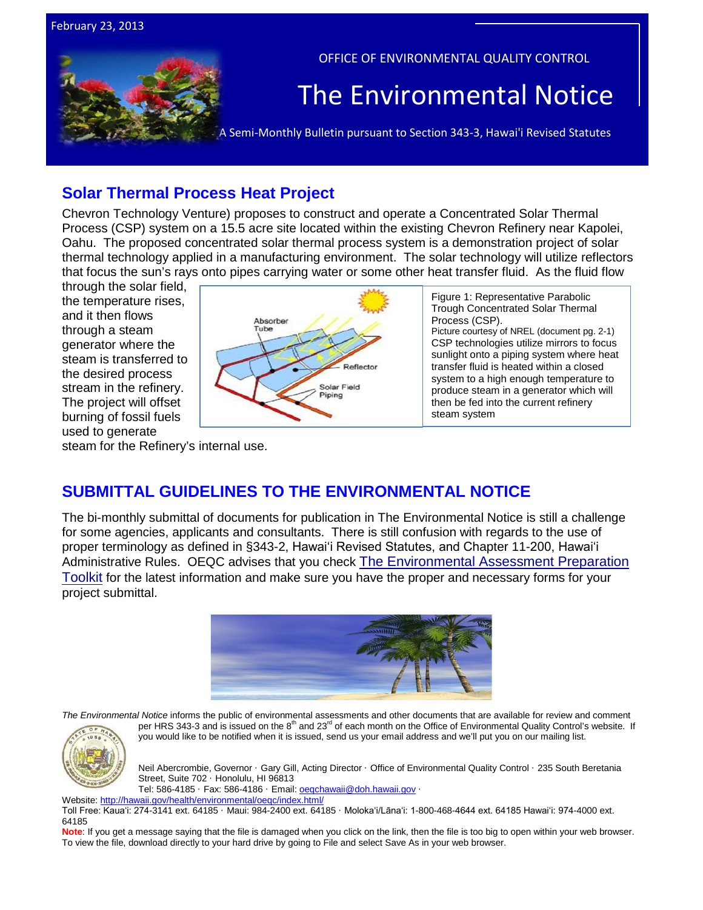February 23, 2013

OFFICE OF ENVIRONMENTAL QUALITY CONTROL

# The Environmental Notice

A Semi-Monthly Bulletin pursuant to Section 343-3, Hawai'i Revised Statutes

## Solar Thermal Process Heat Project

Chevron Technology Venture) proposes to construct and operate a Concentrated Solar Thermal Process (CSP) system on a 15.5 acre site located within the existing Chevron Refinery near Kapolei, Oahu. The proposed concentrated solar thermal process system is a demonstration project of solar thermal technology applied in a manufacturing environment. The solar technology will utilize reflectors that focus the sun's rays onto pipes carrying water or some other heat transfer fluid. As the fluid flow through the solar field, the temperature rises, and it then flows through a steam generator where the steam is transferred to the desired process stream in the refinery. The project will offset burning of fossil fuels used to generate steam for the Refinery's internal use.

Figure 1: Representative Parabolic Trough Concentrated Solar Thermal Process (CSP).
Picture courtesy of NREL (document pg. 2-1)
CSP technologies utilize mirrors to focus sunlight onto a piping system where heat transfer fluid is heated within a closed system to a high enough temperature to produce steam in a generator which will then be fed into the current refinery steam system

## SUBMITTAL GUIDELINES TO THE ENVIRONMENTAL NOTICE

The bi-monthly submittal of documents for publication in The Environmental Notice is still a challenge for some agencies, applicants and consultants. There is still confusion with regards to the use of proper terminology as defined in §343-2, Hawai'i Revised Statutes, and Chapter 11-200, Hawai'i Administrative Rules. OEQC advises that you check The Environmental Assessment Preparation Toolkit for the latest information and make sure you have the proper and necessary forms for your project submittal.

*The Environmental Notice* informs the public of environmental assessments and other documents that are available for review and comment per HRS 343-3 and is issued on the 8th and 23rd of each month on the Office of Environmental Quality Control's website. If you would like to be notified when it is issued, send us your email address and we'll put you on our mailing list.

Neil Abercrombie, Governor · Gary Gill, Acting Director · Office of Environmental Quality Control · 235 South Beretania Street, Suite 702 · Honolulu, HI 96813
Tel: 586-4185 · Fax: 586-4186 · Email: oeqchawaii@doh.hawaii.gov ·
Website: http://hawaii.gov/health/environmental/oeqc/index.html/
Toll Free: Kaua'i: 274-3141 ext. 64185 · Maui: 984-2400 ext. 64185 · Moloka'i/Lāna'i: 1-800-468-4644 ext. 64185 Hawai'i: 974-4000 ext. 64185

**Note**: If you get a message saying that the file is damaged when you click on the link, then the file is too big to open within your web browser. To view the file, download directly to your hard drive by going to File and select Save As in your web browser.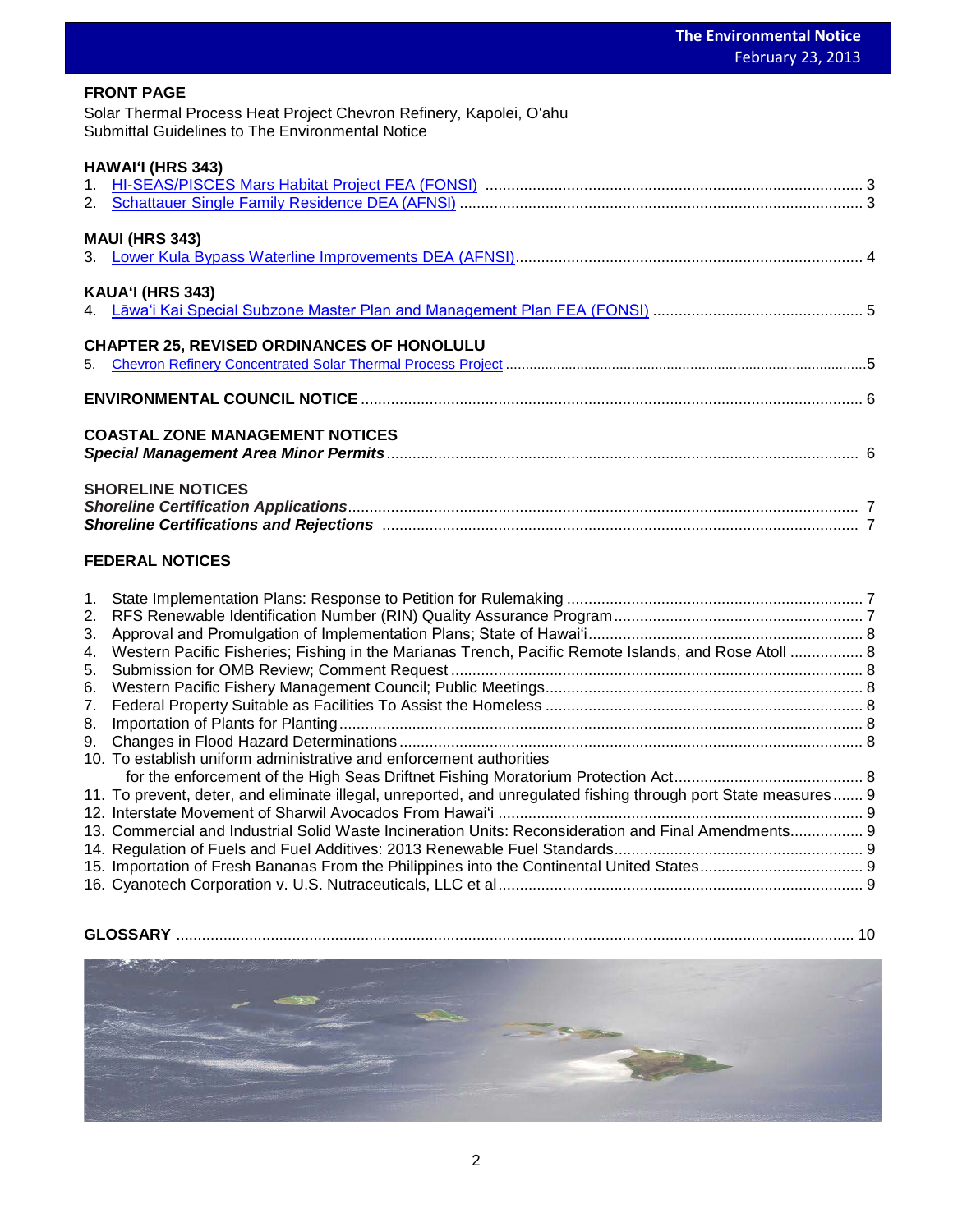## FRONT PAGE

Solar Thermal Process Heat Project Chevron Refinery, Kapolei, O'ahu
Submittal Guidelines to The Environmental Notice

## HAWAI'I (HRS 343)

1. HI-SEAS/PISCES Mars Habitat Project FEA (FONSI) ........ 3
2. Schattauer Single Family Residence DEA (AFNSI) ........ 3

## MAUI (HRS 343)

3. Lower Kula Bypass Waterline Improvements DEA (AFNSI) ........ 4

## KAUA'I (HRS 343)

4. Lāwa'i Kai Special Subzone Master Plan and Management Plan FEA (FONSI) ........ 5

## CHAPTER 25, REVISED ORDINANCES OF HONOLULU

5. Chevron Refinery Concentrated Solar Thermal Process Project ........ 5

## ENVIRONMENTAL COUNCIL NOTICE ........ 6

## COASTAL ZONE MANAGEMENT NOTICES

***Special Management Area Minor Permits*** ........ 6

## SHORELINE NOTICES

***Shoreline Certification Applications*** ........ 7
***Shoreline Certifications and Rejections*** ........ 7

## FEDERAL NOTICES

1. State Implementation Plans: Response to Petition for Rulemaking ........ 7
2. RFS Renewable Identification Number (RIN) Quality Assurance Program ........ 7
3. Approval and Promulgation of Implementation Plans; State of Hawai'i ........ 8
4. Western Pacific Fisheries; Fishing in the Marianas Trench, Pacific Remote Islands, and Rose Atoll ........ 8
5. Submission for OMB Review; Comment Request ........ 8
6. Western Pacific Fishery Management Council; Public Meetings ........ 8
7. Federal Property Suitable as Facilities To Assist the Homeless ........ 8
8. Importation of Plants for Planting ........ 8
9. Changes in Flood Hazard Determinations ........ 8
10. To establish uniform administrative and enforcement authorities for the enforcement of the High Seas Driftnet Fishing Moratorium Protection Act ........ 8
11. To prevent, deter, and eliminate illegal, unreported, and unregulated fishing through port State measures ........ 9
12. Interstate Movement of Sharwil Avocados From Hawai'i ........ 9
13. Commercial and Industrial Solid Waste Incineration Units: Reconsideration and Final Amendments ........ 9
14. Regulation of Fuels and Fuel Additives: 2013 Renewable Fuel Standards ........ 9
15. Importation of Fresh Bananas From the Philippines into the Continental United States ........ 9
16. Cyanotech Corporation v. U.S. Nutraceuticals, LLC et al ........ 9

## GLOSSARY ........ 10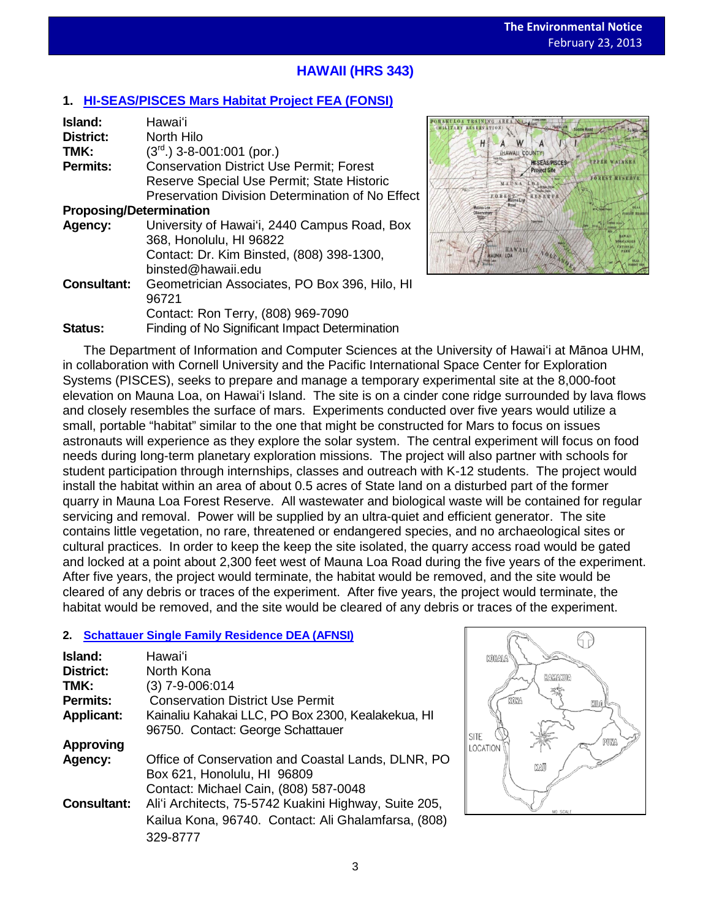## HAWAII (HRS 343)

### 1. HI-SEAS/PISCES Mars Habitat Project FEA (FONSI)

**Island:** Hawai'i
**District:** North Hilo
**TMK:** (3rd.) 3-8-001:001 (por.)
**Permits:** Conservation District Use Permit; Forest Reserve Special Use Permit; State Historic Preservation Division Determination of No Effect
**Proposing/Determination Agency:** University of Hawai'i, 2440 Campus Road, Box 368, Honolulu, HI 96822
Contact: Dr. Kim Binsted, (808) 398-1300, binsted@hawaii.edu
**Consultant:** Geometrician Associates, PO Box 396, Hilo, HI 96721
Contact: Ron Terry, (808) 969-7090
**Status:** Finding of No Significant Impact Determination

The Department of Information and Computer Sciences at the University of Hawai'i at Mānoa UHM, in collaboration with Cornell University and the Pacific International Space Center for Exploration Systems (PISCES), seeks to prepare and manage a temporary experimental site at the 8,000-foot elevation on Mauna Loa, on Hawai'i Island. The site is on a cinder cone ridge surrounded by lava flows and closely resembles the surface of mars. Experiments conducted over five years would utilize a small, portable "habitat" similar to the one that might be constructed for Mars to focus on issues astronauts will experience as they explore the solar system. The central experiment will focus on food needs during long-term planetary exploration missions. The project will also partner with schools for student participation through internships, classes and outreach with K-12 students. The project would install the habitat within an area of about 0.5 acres of State land on a disturbed part of the former quarry in Mauna Loa Forest Reserve. All wastewater and biological waste will be contained for regular servicing and removal. Power will be supplied by an ultra-quiet and efficient generator. The site contains little vegetation, no rare, threatened or endangered species, and no archaeological sites or cultural practices. In order to keep the keep the site isolated, the quarry access road would be gated and locked at a point about 2,300 feet west of Mauna Loa Road during the five years of the experiment. After five years, the project would terminate, the habitat would be removed, and the site would be cleared of any debris or traces of the experiment. After five years, the project would terminate, the habitat would be removed, and the site would be cleared of any debris or traces of the experiment.

### 2. Schattauer Single Family Residence DEA (AFNSI)

**Island:** Hawai'i
**District:** North Kona
**TMK:** (3) 7-9-006:014
**Permits:** Conservation District Use Permit
**Applicant:** Kainaliu Kahakai LLC, PO Box 2300, Kealakekua, HI 96750. Contact: George Schattauer
**Approving Agency:** Office of Conservation and Coastal Lands, DLNR, PO Box 621, Honolulu, HI 96809
Contact: Michael Cain, (808) 587-0048
**Consultant:** Ali'i Architects, 75-5742 Kuakini Highway, Suite 205, Kailua Kona, 96740. Contact: Ali Ghalamfarsa, (808) 329-8777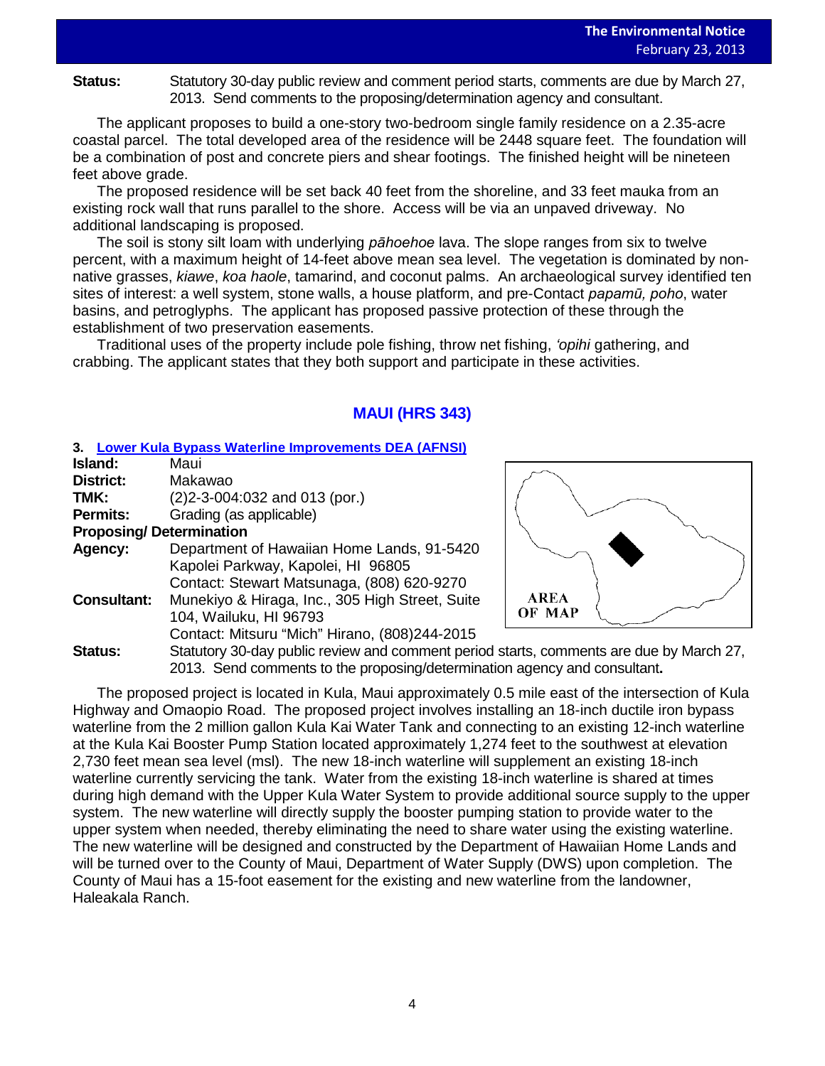**Status:** Statutory 30-day public review and comment period starts, comments are due by March 27, 2013. Send comments to the proposing/determination agency and consultant.

The applicant proposes to build a one-story two-bedroom single family residence on a 2.35-acre coastal parcel. The total developed area of the residence will be 2448 square feet. The foundation will be a combination of post and concrete piers and shear footings. The finished height will be nineteen feet above grade.

The proposed residence will be set back 40 feet from the shoreline, and 33 feet mauka from an existing rock wall that runs parallel to the shore. Access will be via an unpaved driveway. No additional landscaping is proposed.

The soil is stony silt loam with underlying *pāhoehoe* lava. The slope ranges from six to twelve percent, with a maximum height of 14-feet above mean sea level. The vegetation is dominated by non-native grasses, *kiawe*, *koa haole*, tamarind, and coconut palms. An archaeological survey identified ten sites of interest: a well system, stone walls, a house platform, and pre-Contact *papamū, poho*, water basins, and petroglyphs. The applicant has proposed passive protection of these through the establishment of two preservation easements.

Traditional uses of the property include pole fishing, throw net fishing, *'opihi* gathering, and crabbing. The applicant states that they both support and participate in these activities.

## MAUI (HRS 343)

### 3. Lower Kula Bypass Waterline Improvements DEA (AFNSI)

**Island:** Maui
**District:** Makawao
**TMK:** (2)2-3-004:032 and 013 (por.)
**Permits:** Grading (as applicable)
**Proposing/ Determination Agency:** Department of Hawaiian Home Lands, 91-5420 Kapolei Parkway, Kapolei, HI 96805
Contact: Stewart Matsunaga, (808) 620-9270
**Consultant:** Munekiyo & Hiraga, Inc., 305 High Street, Suite 104, Wailuku, HI 96793
Contact: Mitsuru "Mich" Hirano, (808)244-2015
**Status:** Statutory 30-day public review and comment period starts, comments are due by March 27, 2013. Send comments to the proposing/determination agency and consultant**.**

AREA OF MAP

The proposed project is located in Kula, Maui approximately 0.5 mile east of the intersection of Kula Highway and Omaopio Road. The proposed project involves installing an 18-inch ductile iron bypass waterline from the 2 million gallon Kula Kai Water Tank and connecting to an existing 12-inch waterline at the Kula Kai Booster Pump Station located approximately 1,274 feet to the southwest at elevation 2,730 feet mean sea level (msl). The new 18-inch waterline will supplement an existing 18-inch waterline currently servicing the tank. Water from the existing 18-inch waterline is shared at times during high demand with the Upper Kula Water System to provide additional source supply to the upper system. The new waterline will directly supply the booster pumping station to provide water to the upper system when needed, thereby eliminating the need to share water using the existing waterline. The new waterline will be designed and constructed by the Department of Hawaiian Home Lands and will be turned over to the County of Maui, Department of Water Supply (DWS) upon completion. The County of Maui has a 15-foot easement for the existing and new waterline from the landowner, Haleakala Ranch.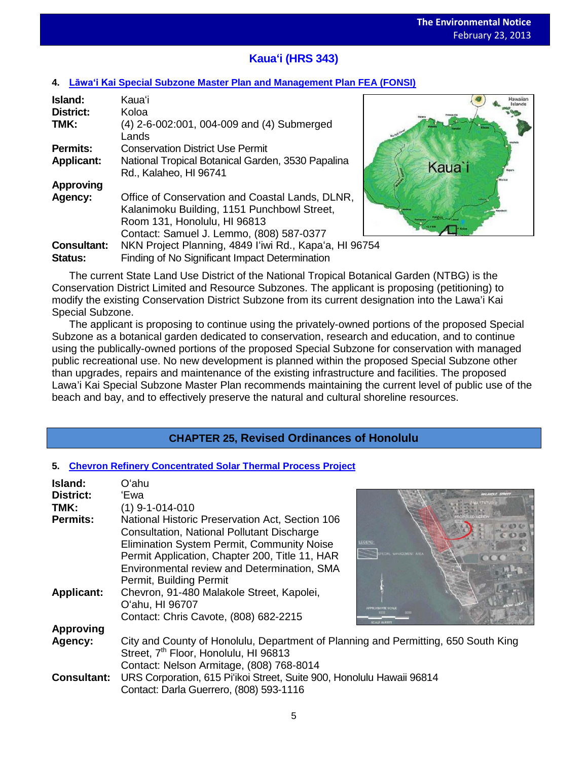## Kauaʻi (HRS 343)

### 4. Lāwaʻi Kai Special Subzone Master Plan and Management Plan FEA (FONSI)

**Island:** Kauaʻi
**District:** Koloa
**TMK:** (4) 2-6-002:001, 004-009 and (4) Submerged Lands
**Permits:** Conservation District Use Permit
**Applicant:** National Tropical Botanical Garden, 3530 Papalina Rd., Kalaheo, HI 96741
**Approving Agency:** Office of Conservation and Coastal Lands, DLNR, Kalanimoku Building, 1151 Punchbowl Street, Room 131, Honolulu, HI 96813
Contact: Samuel J. Lemmo, (808) 587-0377
**Consultant:** NKN Project Planning, 4849 Iʻiwi Rd., Kapaʻa, HI 96754
**Status:** Finding of No Significant Impact Determination

The current State Land Use District of the National Tropical Botanical Garden (NTBG) is the Conservation District Limited and Resource Subzones. The applicant is proposing (petitioning) to modify the existing Conservation District Subzone from its current designation into the Lawa'i Kai Special Subzone.

The applicant is proposing to continue using the privately-owned portions of the proposed Special Subzone as a botanical garden dedicated to conservation, research and education, and to continue using the publically-owned portions of the proposed Special Subzone for conservation with managed public recreational use. No new development is planned within the proposed Special Subzone other than upgrades, repairs and maintenance of the existing infrastructure and facilities. The proposed Lawa'i Kai Special Subzone Master Plan recommends maintaining the current level of public use of the beach and bay, and to effectively preserve the natural and cultural shoreline resources.

## CHAPTER 25, Revised Ordinances of Honolulu

### 5. Chevron Refinery Concentrated Solar Thermal Process Project

**Island:** Oʻahu
**District:** ʻEwa
**TMK:** (1) 9-1-014-010
**Permits:** National Historic Preservation Act, Section 106 Consultation, National Pollutant Discharge Elimination System Permit, Community Noise Permit Application, Chapter 200, Title 11, HAR Environmental review and Determination, SMA Permit, Building Permit
**Applicant:** Chevron, 91-480 Malakole Street, Kapolei, Oʻahu, HI 96707
Contact: Chris Cavote, (808) 682-2215
**Approving Agency:** City and County of Honolulu, Department of Planning and Permitting, 650 South King Street, 7th Floor, Honolulu, HI 96813
Contact: Nelson Armitage, (808) 768-8014
**Consultant:** URS Corporation, 615 Piʻikoi Street, Suite 900, Honolulu Hawaii 96814
Contact: Darla Guerrero, (808) 593-1116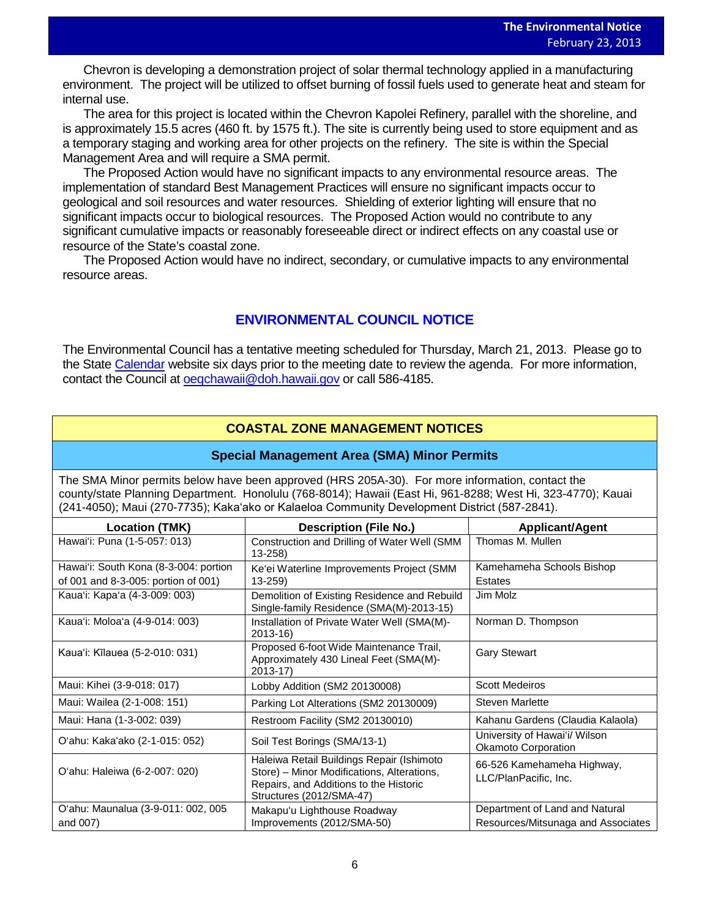Chevron is developing a demonstration project of solar thermal technology applied in a manufacturing environment. The project will be utilized to offset burning of fossil fuels used to generate heat and steam for internal use.

The area for this project is located within the Chevron Kapolei Refinery, parallel with the shoreline, and is approximately 15.5 acres (460 ft. by 1575 ft.). The site is currently being used to store equipment and as a temporary staging and working area for other projects on the refinery. The site is within the Special Management Area and will require a SMA permit.

The Proposed Action would have no significant impacts to any environmental resource areas. The implementation of standard Best Management Practices will ensure no significant impacts occur to geological and soil resources and water resources. Shielding of exterior lighting will ensure that no significant impacts occur to biological resources. The Proposed Action would no contribute to any significant cumulative impacts or reasonably foreseeable direct or indirect effects on any coastal use or resource of the State's coastal zone.

The Proposed Action would have no indirect, secondary, or cumulative impacts to any environmental resource areas.

## ENVIRONMENTAL COUNCIL NOTICE

The Environmental Council has a tentative meeting scheduled for Thursday, March 21, 2013. Please go to the State Calendar website six days prior to the meeting date to review the agenda. For more information, contact the Council at oeqchawaii@doh.hawaii.gov or call 586-4185.

## COASTAL ZONE MANAGEMENT NOTICES

### Special Management Area (SMA) Minor Permits

The SMA Minor permits below have been approved (HRS 205A-30). For more information, contact the county/state Planning Department. Honolulu (768-8014); Hawaii (East Hi, 961-8288; West Hi, 323-4770); Kauai (241-4050); Maui (270-7735); Kaka'ako or Kalaeloa Community Development District (587-2841).

| Location (TMK) | Description (File No.) | Applicant/Agent |
|---|---|---|
| Hawai'i: Puna (1-5-057: 013) | Construction and Drilling of Water Well (SMM 13-258) | Thomas M. Mullen |
| Hawai'i: South Kona (8-3-004: portion of 001 and 8-3-005: portion of 001) | Ke'ei Waterline Improvements Project (SMM 13-259) | Kamehameha Schools Bishop Estates |
| Kaua'i: Kapa'a (4-3-009: 003) | Demolition of Existing Residence and Rebuild Single-family Residence (SMA(M)-2013-15) | Jim Molz |
| Kaua'i: Moloa'a (4-9-014: 003) | Installation of Private Water Well (SMA(M)-2013-16) | Norman D. Thompson |
| Kaua'i: Kīlauea (5-2-010: 031) | Proposed 6-foot Wide Maintenance Trail, Approximately 430 Lineal Feet (SMA(M)-2013-17) | Gary Stewart |
| Maui: Kihei (3-9-018: 017) | Lobby Addition (SM2 20130008) | Scott Medeiros |
| Maui: Wailea (2-1-008: 151) | Parking Lot Alterations (SM2 20130009) | Steven Marlette |
| Maui: Hana (1-3-002: 039) | Restroom Facility (SM2 20130010) | Kahanu Gardens (Claudia Kalaola) |
| O'ahu: Kaka'ako (2-1-015: 052) | Soil Test Borings (SMA/13-1) | University of Hawai'i/ Wilson Okamoto Corporation |
| O'ahu: Haleiwa (6-2-007: 020) | Haleiwa Retail Buildings Repair (Ishimoto Store) – Minor Modifications, Alterations, Repairs, and Additions to the Historic Structures (2012/SMA-47) | 66-526 Kamehameha Highway, LLC/PlanPacific, Inc. |
| O'ahu: Maunalua (3-9-011: 002, 005 and 007) | Makapu'u Lighthouse Roadway Improvements (2012/SMA-50) | Department of Land and Natural Resources/Mitsunaga and Associates |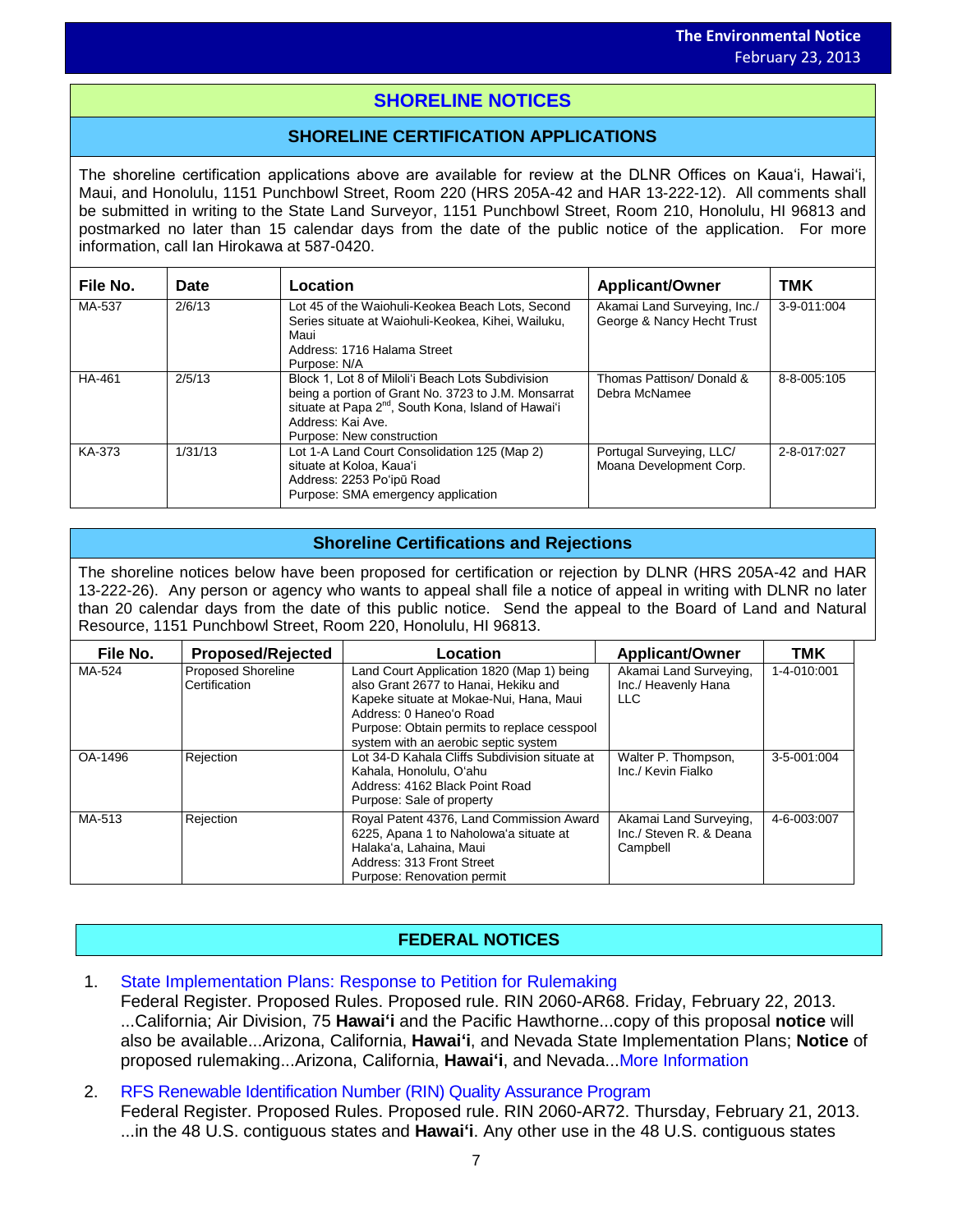# SHORELINE NOTICES

## SHORELINE CERTIFICATION APPLICATIONS

The shoreline certification applications above are available for review at the DLNR Offices on Kaua'i, Hawai'i, Maui, and Honolulu, 1151 Punchbowl Street, Room 220 (HRS 205A-42 and HAR 13-222-12). All comments shall be submitted in writing to the State Land Surveyor, 1151 Punchbowl Street, Room 210, Honolulu, HI 96813 and postmarked no later than 15 calendar days from the date of the public notice of the application. For more information, call Ian Hirokawa at 587-0420.

| File No. | Date | Location | Applicant/Owner | TMK |
|---|---|---|---|---|
| MA-537 | 2/6/13 | Lot 45 of the Waiohuli-Keokea Beach Lots, Second Series situate at Waiohuli-Keokea, Kihei, Wailuku, Maui<br>Address: 1716 Halama Street<br>Purpose: N/A | Akamai Land Surveying, Inc./ George & Nancy Hecht Trust | 3-9-011:004 |
| HA-461 | 2/5/13 | Block 1, Lot 8 of Miloli'i Beach Lots Subdivision being a portion of Grant No. 3723 to J.M. Monsarrat situate at Papa 2nd, South Kona, Island of Hawai'i<br>Address: Kai Ave.<br>Purpose: New construction | Thomas Pattison/ Donald & Debra McNamee | 8-8-005:105 |
| KA-373 | 1/31/13 | Lot 1-A Land Court Consolidation 125 (Map 2) situate at Koloa, Kaua'i<br>Address: 2253 Po'ipū Road<br>Purpose: SMA emergency application | Portugal Surveying, LLC/ Moana Development Corp. | 2-8-017:027 |

## Shoreline Certifications and Rejections

The shoreline notices below have been proposed for certification or rejection by DLNR (HRS 205A-42 and HAR 13-222-26). Any person or agency who wants to appeal shall file a notice of appeal in writing with DLNR no later than 20 calendar days from the date of this public notice. Send the appeal to the Board of Land and Natural Resource, 1151 Punchbowl Street, Room 220, Honolulu, HI 96813.

| File No. | Proposed/Rejected | Location | Applicant/Owner | TMK |
|---|---|---|---|---|
| MA-524 | Proposed Shoreline Certification | Land Court Application 1820 (Map 1) being also Grant 2677 to Hanai, Hekiku and Kapeke situate at Mokae-Nui, Hana, Maui<br>Address: 0 Haneo'o Road<br>Purpose: Obtain permits to replace cesspool system with an aerobic septic system | Akamai Land Surveying, Inc./ Heavenly Hana LLC | 1-4-010:001 |
| OA-1496 | Rejection | Lot 34-D Kahala Cliffs Subdivision situate at Kahala, Honolulu, O'ahu<br>Address: 4162 Black Point Road<br>Purpose: Sale of property | Walter P. Thompson, Inc./ Kevin Fialko | 3-5-001:004 |
| MA-513 | Rejection | Royal Patent 4376, Land Commission Award 6225, Apana 1 to Naholowa'a situate at Halaka'a, Lahaina, Maui<br>Address: 313 Front Street<br>Purpose: Renovation permit | Akamai Land Surveying, Inc./ Steven R. & Deana Campbell | 4-6-003:007 |

# FEDERAL NOTICES

1. State Implementation Plans: Response to Petition for Rulemaking
   Federal Register. Proposed Rules. Proposed rule. RIN 2060-AR68. Friday, February 22, 2013. ...California; Air Division, 75 **Hawai'i** and the Pacific Hawthorne...copy of this proposal **notice** will also be available...Arizona, California, **Hawai'i**, and Nevada State Implementation Plans; **Notice** of proposed rulemaking...Arizona, California, **Hawai'i**, and Nevada...More Information

2. RFS Renewable Identification Number (RIN) Quality Assurance Program
   Federal Register. Proposed Rules. Proposed rule. RIN 2060-AR72. Thursday, February 21, 2013. ...in the 48 U.S. contiguous states and **Hawai'i**. Any other use in the 48 U.S. contiguous states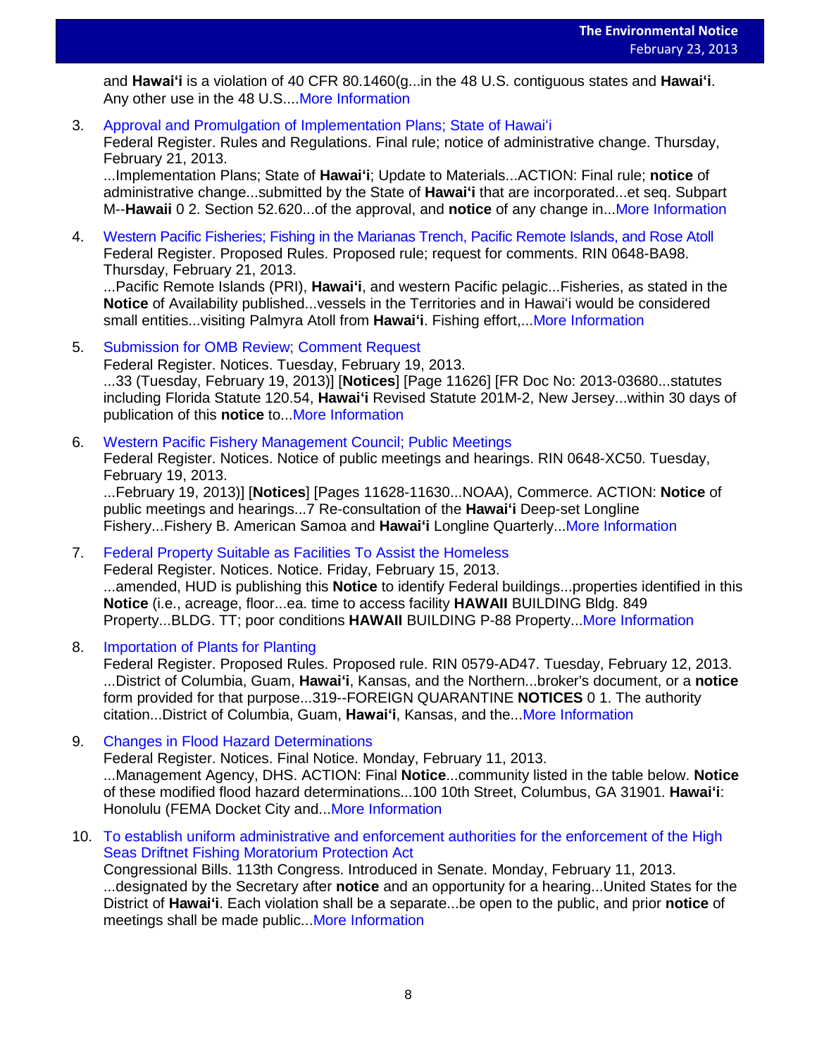and **Hawaiʻi** is a violation of 40 CFR 80.1460(g...in the 48 U.S. contiguous states and **Hawaiʻi**. Any other use in the 48 U.S....More Information

3. Approval and Promulgation of Implementation Plans; State of Hawaiʻi
   Federal Register. Rules and Regulations. Final rule; notice of administrative change. Thursday, February 21, 2013.
   ...Implementation Plans; State of **Hawaiʻi**; Update to Materials...ACTION: Final rule; **notice** of administrative change...submitted by the State of **Hawaiʻi** that are incorporated...et seq. Subpart M--**Hawaii** 0 2. Section 52.620...of the approval, and **notice** of any change in...More Information

4. Western Pacific Fisheries; Fishing in the Marianas Trench, Pacific Remote Islands, and Rose Atoll
   Federal Register. Proposed Rules. Proposed rule; request for comments. RIN 0648-BA98. Thursday, February 21, 2013.
   ...Pacific Remote Islands (PRI), **Hawaiʻi**, and western Pacific pelagic...Fisheries, as stated in the **Notice** of Availability published...vessels in the Territories and in Hawaiʻi would be considered small entities...visiting Palmyra Atoll from **Hawaiʻi**. Fishing effort,...More Information

5. Submission for OMB Review; Comment Request
   Federal Register. Notices. Tuesday, February 19, 2013.
   ...33 (Tuesday, February 19, 2013)] [**Notices**] [Page 11626] [FR Doc No: 2013-03680...statutes including Florida Statute 120.54, **Hawaiʻi** Revised Statute 201M-2, New Jersey...within 30 days of publication of this **notice** to...More Information

6. Western Pacific Fishery Management Council; Public Meetings
   Federal Register. Notices. Notice of public meetings and hearings. RIN 0648-XC50. Tuesday, February 19, 2013.
   ...February 19, 2013)] [**Notices**] [Pages 11628-11630...NOAA), Commerce. ACTION: **Notice** of public meetings and hearings...7 Re-consultation of the **Hawaiʻi** Deep-set Longline Fishery...Fishery B. American Samoa and **Hawaiʻi** Longline Quarterly...More Information

7. Federal Property Suitable as Facilities To Assist the Homeless
   Federal Register. Notices. Notice. Friday, February 15, 2013.
   ...amended, HUD is publishing this **Notice** to identify Federal buildings...properties identified in this **Notice** (i.e., acreage, floor...ea. time to access facility **HAWAII** BUILDING Bldg. 849 Property...BLDG. TT; poor conditions **HAWAII** BUILDING P-88 Property...More Information

8. Importation of Plants for Planting
   Federal Register. Proposed Rules. Proposed rule. RIN 0579-AD47. Tuesday, February 12, 2013.
   ...District of Columbia, Guam, **Hawaiʻi**, Kansas, and the Northern...broker's document, or a **notice** form provided for that purpose...319--FOREIGN QUARANTINE **NOTICES** 0 1. The authority citation...District of Columbia, Guam, **Hawaiʻi**, Kansas, and the...More Information

9. Changes in Flood Hazard Determinations
   Federal Register. Notices. Final Notice. Monday, February 11, 2013.
   ...Management Agency, DHS. ACTION: Final **Notice**...community listed in the table below. **Notice** of these modified flood hazard determinations...100 10th Street, Columbus, GA 31901. **Hawaiʻi**: Honolulu (FEMA Docket City and...More Information

10. To establish uniform administrative and enforcement authorities for the enforcement of the High Seas Driftnet Fishing Moratorium Protection Act
    Congressional Bills. 113th Congress. Introduced in Senate. Monday, February 11, 2013.
    ...designated by the Secretary after **notice** and an opportunity for a hearing...United States for the District of **Hawaiʻi**. Each violation shall be a separate...be open to the public, and prior **notice** of meetings shall be made public...More Information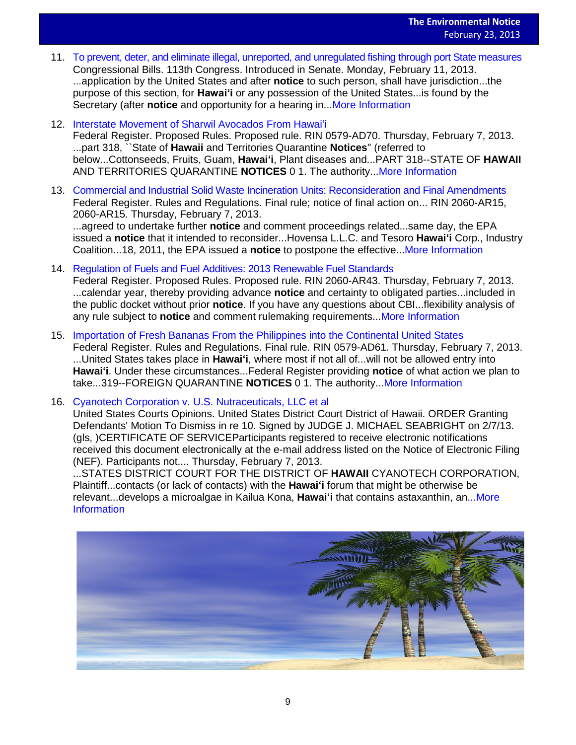11. To prevent, deter, and eliminate illegal, unreported, and unregulated fishing through port State measures
    Congressional Bills. 113th Congress. Introduced in Senate. Monday, February 11, 2013.
    ...application by the United States and after **notice** to such person, shall have jurisdiction...the purpose of this section, for **Hawai'i** or any possession of the United States...is found by the Secretary (after **notice** and opportunity for a hearing in...More Information

12. Interstate Movement of Sharwil Avocados From Hawai'i
    Federal Register. Proposed Rules. Proposed rule. RIN 0579-AD70. Thursday, February 7, 2013.
    ...part 318, ``State of **Hawaii** and Territories Quarantine **Notices**'' (referred to below...Cottonseeds, Fruits, Guam, **Hawai'i**, Plant diseases and...PART 318--STATE OF **HAWAII** AND TERRITORIES QUARANTINE **NOTICES** 0 1. The authority...More Information

13. Commercial and Industrial Solid Waste Incineration Units: Reconsideration and Final Amendments
    Federal Register. Rules and Regulations. Final rule; notice of final action on... RIN 2060-AR15, 2060-AR15. Thursday, February 7, 2013.
    ...agreed to undertake further **notice** and comment proceedings related...same day, the EPA issued a **notice** that it intended to reconsider...Hovensa L.L.C. and Tesoro **Hawai'i** Corp., Industry Coalition...18, 2011, the EPA issued a **notice** to postpone the effective...More Information

14. Regulation of Fuels and Fuel Additives: 2013 Renewable Fuel Standards
    Federal Register. Proposed Rules. Proposed rule. RIN 2060-AR43. Thursday, February 7, 2013.
    ...calendar year, thereby providing advance **notice** and certainty to obligated parties...included in the public docket without prior **notice**. If you have any questions about CBI...flexibility analysis of any rule subject to **notice** and comment rulemaking requirements...More Information

15. Importation of Fresh Bananas From the Philippines into the Continental United States
    Federal Register. Rules and Regulations. Final rule. RIN 0579-AD61. Thursday, February 7, 2013.
    ...United States takes place in **Hawai'i**, where most if not all of...will not be allowed entry into **Hawai'i**. Under these circumstances...Federal Register providing **notice** of what action we plan to take...319--FOREIGN QUARANTINE **NOTICES** 0 1. The authority...More Information

16. Cyanotech Corporation v. U.S. Nutraceuticals, LLC et al
    United States Courts Opinions. United States District Court District of Hawaii. ORDER Granting Defendants' Motion To Dismiss in re 10. Signed by JUDGE J. MICHAEL SEABRIGHT on 2/7/13. (gls, )CERTIFICATE OF SERVICEParticipants registered to receive electronic notifications received this document electronically at the e-mail address listed on the Notice of Electronic Filing (NEF). Participants not.... Thursday, February 7, 2013.
    ...STATES DISTRICT COURT FOR THE DISTRICT OF **HAWAII** CYANOTECH CORPORATION, Plaintiff...contacts (or lack of contacts) with the **Hawai'i** forum that might be otherwise be relevant...develops a microalgae in Kailua Kona, **Hawai'i** that contains astaxanthin, an...More Information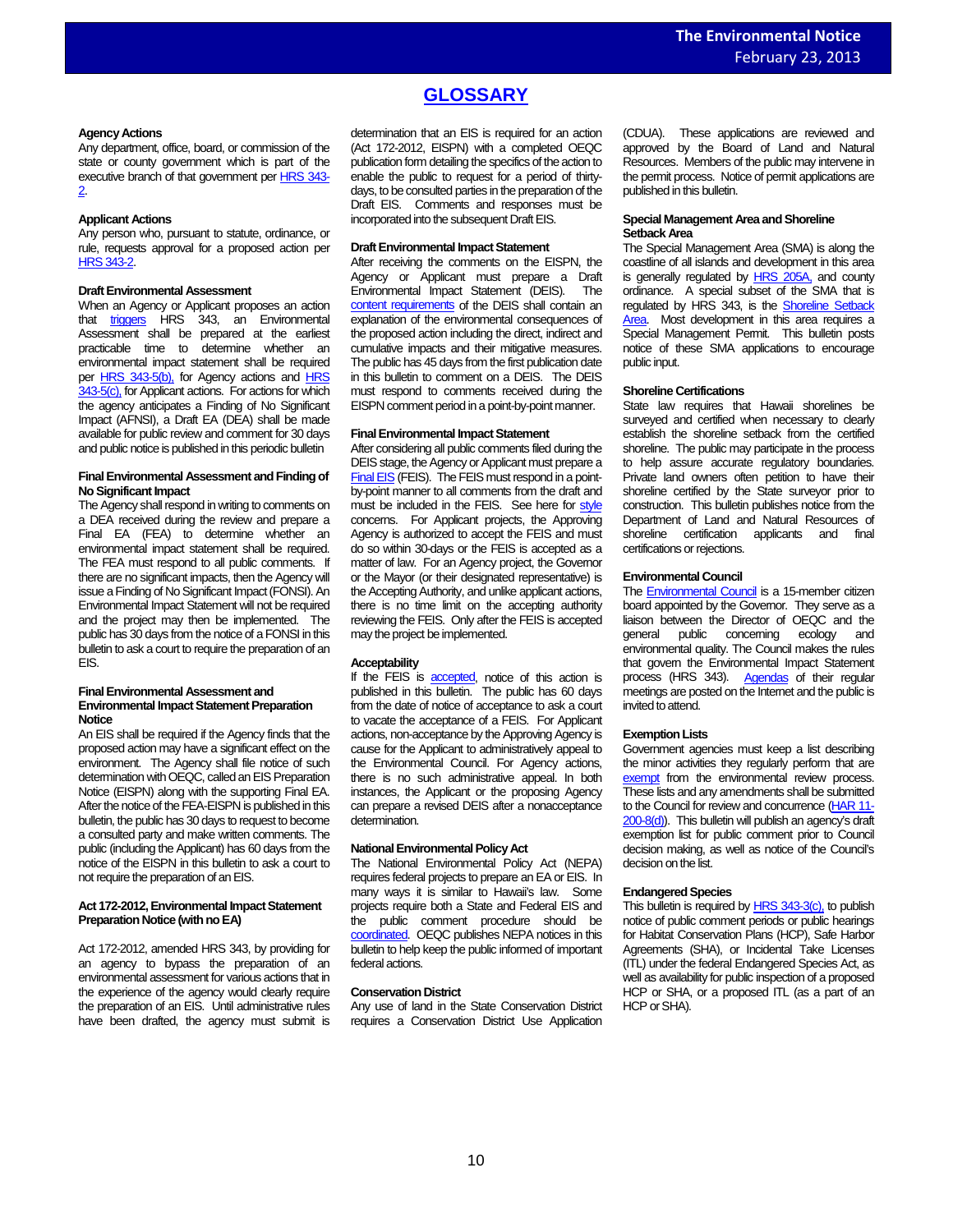# GLOSSARY

**Agency Actions**

Any department, office, board, or commission of the state or county government which is part of the executive branch of that government per HRS 343-2.

**Applicant Actions**

Any person who, pursuant to statute, ordinance, or rule, requests approval for a proposed action per HRS 343-2.

**Draft Environmental Assessment**

When an Agency or Applicant proposes an action that triggers HRS 343, an Environmental Assessment shall be prepared at the earliest practicable time to determine whether an environmental impact statement shall be required per HRS 343-5(b), for Agency actions and HRS 343-5(c), for Applicant actions. For actions for which the agency anticipates a Finding of No Significant Impact (AFNSI), a Draft EA (DEA) shall be made available for public review and comment for 30 days and public notice is published in this periodic bulletin

**Final Environmental Assessment and Finding of No Significant Impact**

The Agency shall respond in writing to comments on a DEA received during the review and prepare a Final EA (FEA) to determine whether an environmental impact statement shall be required. The FEA must respond to all public comments. If there are no significant impacts, then the Agency will issue a Finding of No Significant Impact (FONSI). An Environmental Impact Statement will not be required and the project may then be implemented. The public has 30 days from the notice of a FONSI in this bulletin to ask a court to require the preparation of an EIS.

**Final Environmental Assessment and Environmental Impact Statement Preparation Notice**

An EIS shall be required if the Agency finds that the proposed action may have a significant effect on the environment. The Agency shall file notice of such determination with OEQC, called an EIS Preparation Notice (EISPN) along with the supporting Final EA. After the notice of the FEA-EISPN is published in this bulletin, the public has 30 days to request to become a consulted party and make written comments. The public (including the Applicant) has 60 days from the notice of the EISPN in this bulletin to ask a court to not require the preparation of an EIS.

**Act 172-2012, Environmental Impact Statement Preparation Notice (with no EA)**

Act 172-2012, amended HRS 343, by providing for an agency to bypass the preparation of an environmental assessment for various actions that in the experience of the agency would clearly require the preparation of an EIS. Until administrative rules have been drafted, the agency must submit is determination that an EIS is required for an action (Act 172-2012, EISPN) with a completed OEQC publication form detailing the specifics of the action to enable the public to request for a period of thirty-days, to be consulted parties in the preparation of the Draft EIS. Comments and responses must be incorporated into the subsequent Draft EIS.

**Draft Environmental Impact Statement**

After receiving the comments on the EISPN, the Agency or Applicant must prepare a Draft Environmental Impact Statement (DEIS). The content requirements of the DEIS shall contain an explanation of the environmental consequences of the proposed action including the direct, indirect and cumulative impacts and their mitigative measures. The public has 45 days from the first publication date in this bulletin to comment on a DEIS. The DEIS must respond to comments received during the EISPN comment period in a point-by-point manner.

**Final Environmental Impact Statement**

After considering all public comments filed during the DEIS stage, the Agency or Applicant must prepare a Final EIS (FEIS). The FEIS must respond in a point-by-point manner to all comments from the draft and must be included in the FEIS. See here for style concerns. For Applicant projects, the Approving Agency is authorized to accept the FEIS and must do so within 30-days or the FEIS is accepted as a matter of law. For an Agency project, the Governor or the Mayor (or their designated representative) is the Accepting Authority, and unlike applicant actions, there is no time limit on the accepting authority reviewing the FEIS. Only after the FEIS is accepted may the project be implemented.

**Acceptability**

If the FEIS is accepted, notice of this action is published in this bulletin. The public has 60 days from the date of notice of acceptance to ask a court to vacate the acceptance of a FEIS. For Applicant actions, non-acceptance by the Approving Agency is cause for the Applicant to administratively appeal to the Environmental Council. For Agency actions, there is no such administrative appeal. In both instances, the Applicant or the proposing Agency can prepare a revised DEIS after a nonacceptance determination.

**National Environmental Policy Act**

The National Environmental Policy Act (NEPA) requires federal projects to prepare an EA or EIS. In many ways it is similar to Hawaii's law. Some projects require both a State and Federal EIS and the public comment procedure should be coordinated. OEQC publishes NEPA notices in this bulletin to help keep the public informed of important federal actions.

**Conservation District**

Any use of land in the State Conservation District requires a Conservation District Use Application (CDUA). These applications are reviewed and approved by the Board of Land and Natural Resources. Members of the public may intervene in the permit process. Notice of permit applications are published in this bulletin.

**Special Management Area and Shoreline Setback Area**

The Special Management Area (SMA) is along the coastline of all islands and development in this area is generally regulated by HRS 205A, and county ordinance. A special subset of the SMA that is regulated by HRS 343, is the Shoreline Setback Area. Most development in this area requires a Special Management Permit. This bulletin posts notice of these SMA applications to encourage public input.

**Shoreline Certifications**

State law requires that Hawaii shorelines be surveyed and certified when necessary to clearly establish the shoreline setback from the certified shoreline. The public may participate in the process to help assure accurate regulatory boundaries. Private land owners often petition to have their shoreline certified by the State surveyor prior to construction. This bulletin publishes notice from the Department of Land and Natural Resources of shoreline certification applicants and final certifications or rejections.

**Environmental Council**

The Environmental Council is a 15-member citizen board appointed by the Governor. They serve as a liaison between the Director of OEQC and the general public concerning ecology and environmental quality. The Council makes the rules that govern the Environmental Impact Statement process (HRS 343). Agendas of their regular meetings are posted on the Internet and the public is invited to attend.

**Exemption Lists**

Government agencies must keep a list describing the minor activities they regularly perform that are exempt from the environmental review process. These lists and any amendments shall be submitted to the Council for review and concurrence (HAR 11-200-8(d)). This bulletin will publish an agency's draft exemption list for public comment prior to Council decision making, as well as notice of the Council's decision on the list.

**Endangered Species**

This bulletin is required by HRS 343-3(c), to publish notice of public comment periods or public hearings for Habitat Conservation Plans (HCP), Safe Harbor Agreements (SHA), or Incidental Take Licenses (ITL) under the federal Endangered Species Act, as well as availability for public inspection of a proposed HCP or SHA, or a proposed ITL (as a part of an HCP or SHA).